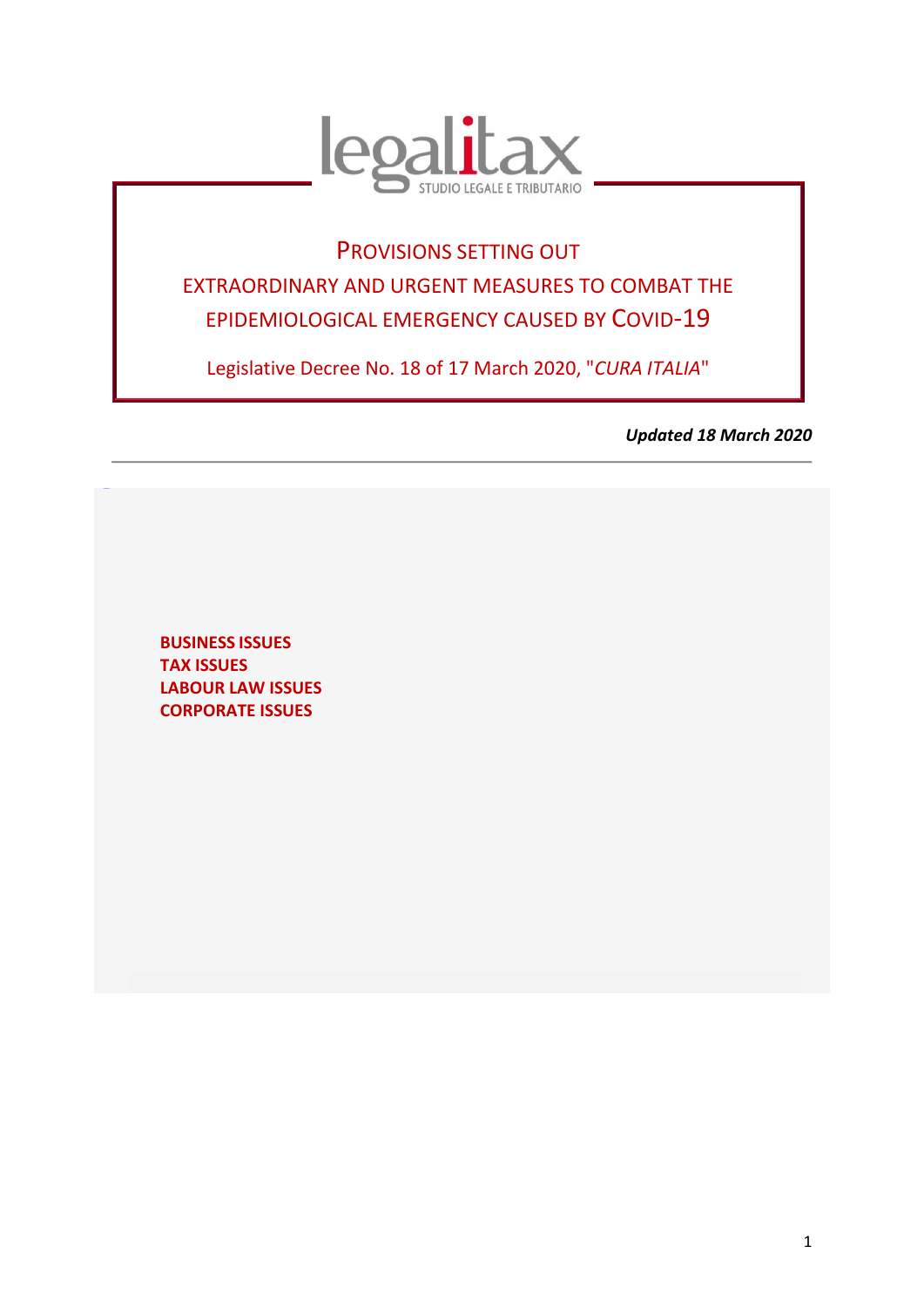legalitax
STUDIO LEGALE E TRIBUTARIO

# PROVISIONS SETTING OUT EXTRAORDINARY AND URGENT MEASURES TO COMBAT THE EPIDEMIOLOGICAL EMERGENCY CAUSED BY COVID-19

Legislative Decree No. 18 of 17 March 2020, "*CURA ITALIA*"

***Updated 18 March 2020***

---

**BUSINESS ISSUES**
**TAX ISSUES**
**LABOUR LAW ISSUES**
**CORPORATE ISSUES**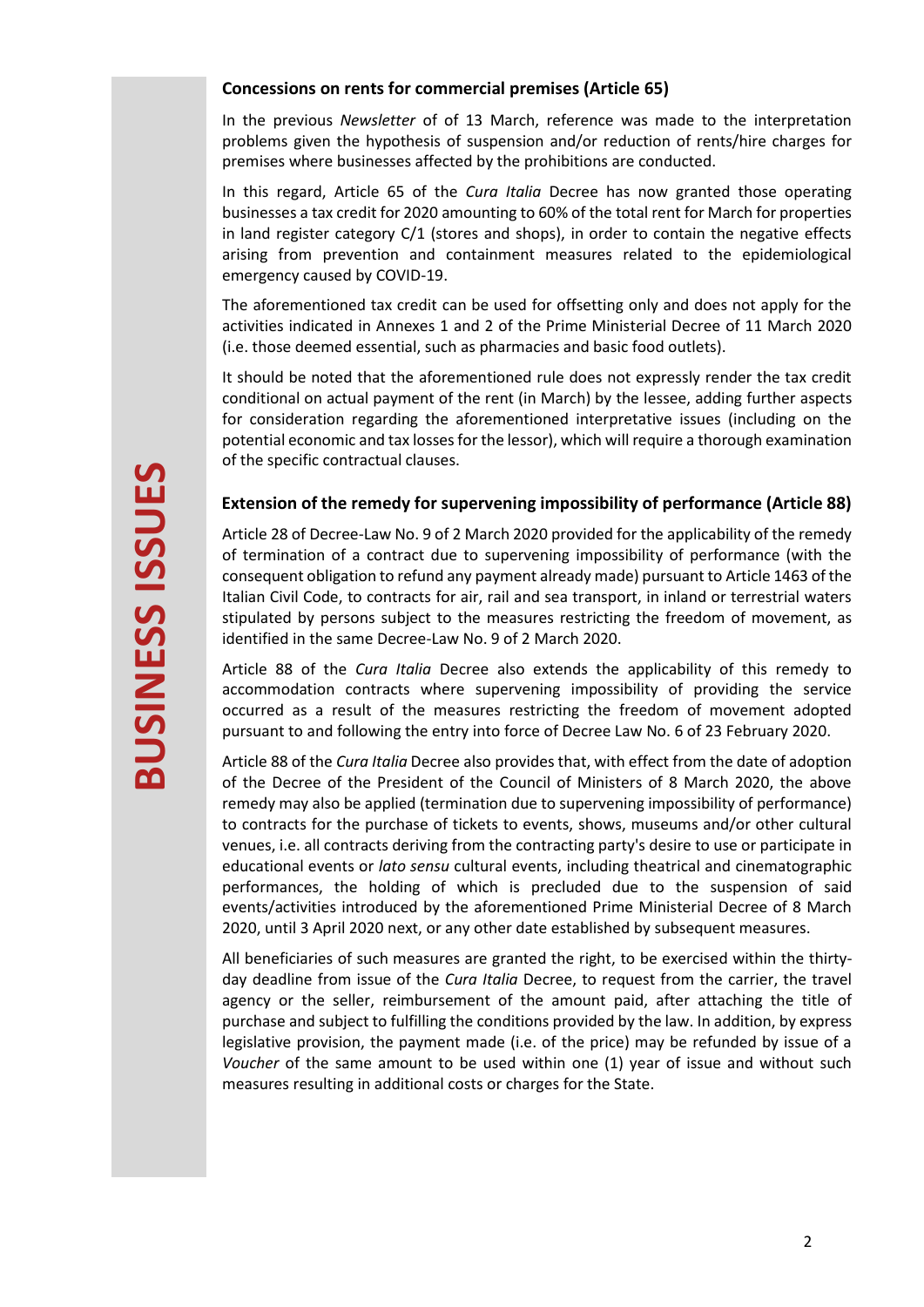**BUSINESS ISSUES**

### Concessions on rents for commercial premises (Article 65)

In the previous *Newsletter* of of 13 March, reference was made to the interpretation problems given the hypothesis of suspension and/or reduction of rents/hire charges for premises where businesses affected by the prohibitions are conducted.

In this regard, Article 65 of the *Cura Italia* Decree has now granted those operating businesses a tax credit for 2020 amounting to 60% of the total rent for March for properties in land register category C/1 (stores and shops), in order to contain the negative effects arising from prevention and containment measures related to the epidemiological emergency caused by COVID-19.

The aforementioned tax credit can be used for offsetting only and does not apply for the activities indicated in Annexes 1 and 2 of the Prime Ministerial Decree of 11 March 2020 (i.e. those deemed essential, such as pharmacies and basic food outlets).

It should be noted that the aforementioned rule does not expressly render the tax credit conditional on actual payment of the rent (in March) by the lessee, adding further aspects for consideration regarding the aforementioned interpretative issues (including on the potential economic and tax losses for the lessor), which will require a thorough examination of the specific contractual clauses.

### Extension of the remedy for supervening impossibility of performance (Article 88)

Article 28 of Decree-Law No. 9 of 2 March 2020 provided for the applicability of the remedy of termination of a contract due to supervening impossibility of performance (with the consequent obligation to refund any payment already made) pursuant to Article 1463 of the Italian Civil Code, to contracts for air, rail and sea transport, in inland or terrestrial waters stipulated by persons subject to the measures restricting the freedom of movement, as identified in the same Decree-Law No. 9 of 2 March 2020.

Article 88 of the *Cura Italia* Decree also extends the applicability of this remedy to accommodation contracts where supervening impossibility of providing the service occurred as a result of the measures restricting the freedom of movement adopted pursuant to and following the entry into force of Decree Law No. 6 of 23 February 2020.

Article 88 of the *Cura Italia* Decree also provides that, with effect from the date of adoption of the Decree of the President of the Council of Ministers of 8 March 2020, the above remedy may also be applied (termination due to supervening impossibility of performance) to contracts for the purchase of tickets to events, shows, museums and/or other cultural venues, i.e. all contracts deriving from the contracting party's desire to use or participate in educational events or *lato sensu* cultural events, including theatrical and cinematographic performances, the holding of which is precluded due to the suspension of said events/activities introduced by the aforementioned Prime Ministerial Decree of 8 March 2020, until 3 April 2020 next, or any other date established by subsequent measures.

All beneficiaries of such measures are granted the right, to be exercised within the thirty-day deadline from issue of the *Cura Italia* Decree, to request from the carrier, the travel agency or the seller, reimbursement of the amount paid, after attaching the title of purchase and subject to fulfilling the conditions provided by the law. In addition, by express legislative provision, the payment made (i.e. of the price) may be refunded by issue of a *Voucher* of the same amount to be used within one (1) year of issue and without such measures resulting in additional costs or charges for the State.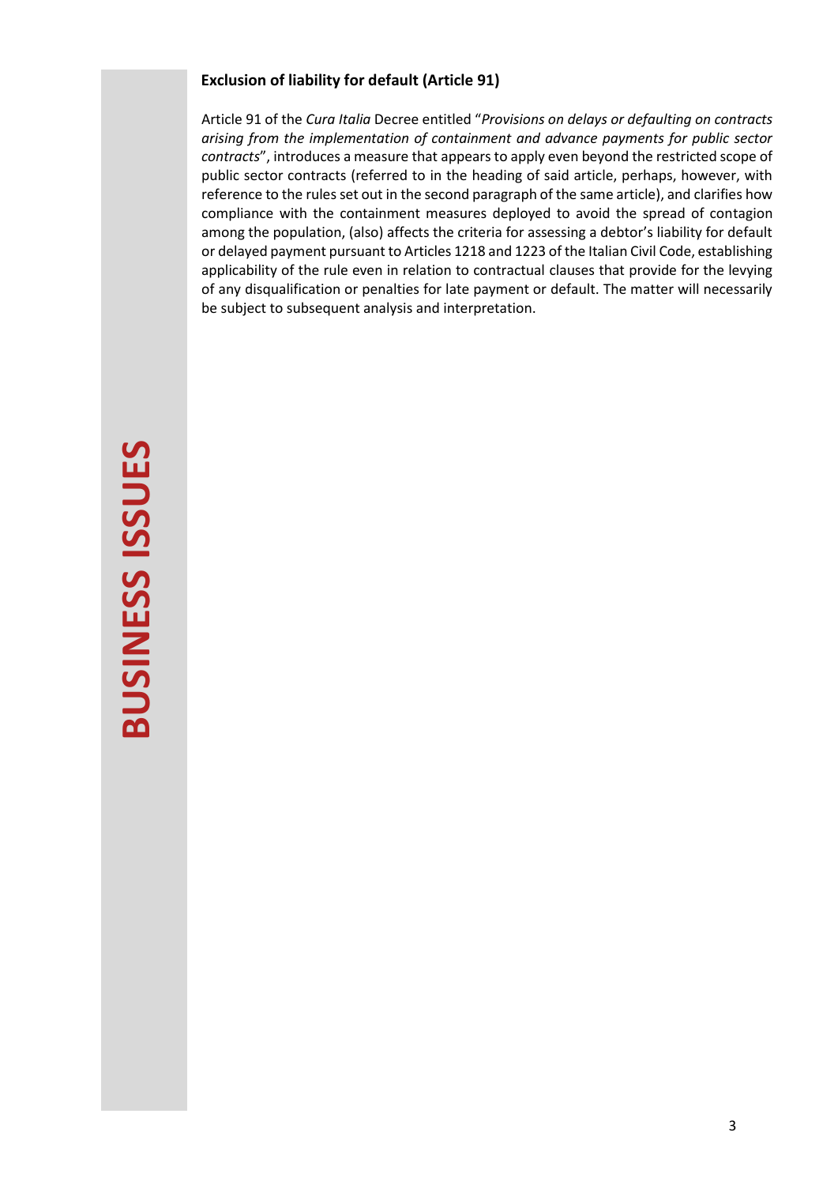**BUSINESS ISSUES**

### Exclusion of liability for default (Article 91)

Article 91 of the *Cura Italia* Decree entitled "*Provisions on delays or defaulting on contracts arising from the implementation of containment and advance payments for public sector contracts*", introduces a measure that appears to apply even beyond the restricted scope of public sector contracts (referred to in the heading of said article, perhaps, however, with reference to the rules set out in the second paragraph of the same article), and clarifies how compliance with the containment measures deployed to avoid the spread of contagion among the population, (also) affects the criteria for assessing a debtor's liability for default or delayed payment pursuant to Articles 1218 and 1223 of the Italian Civil Code, establishing applicability of the rule even in relation to contractual clauses that provide for the levying of any disqualification or penalties for late payment or default. The matter will necessarily be subject to subsequent analysis and interpretation.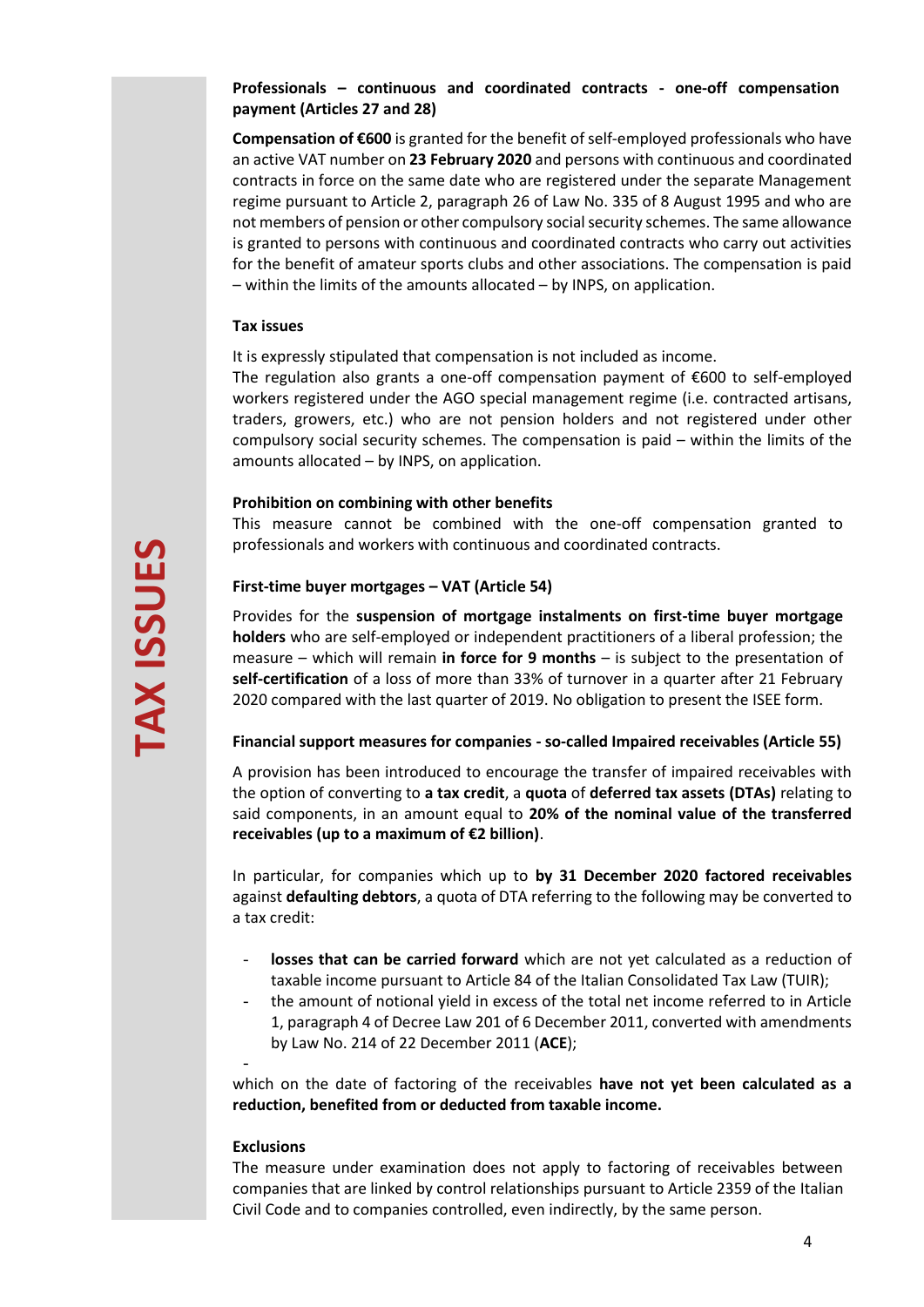**Professionals – continuous and coordinated contracts - one-off compensation payment (Articles 27 and 28)**

**Compensation of €600** is granted for the benefit of self-employed professionals who have an active VAT number on **23 February 2020** and persons with continuous and coordinated contracts in force on the same date who are registered under the separate Management regime pursuant to Article 2, paragraph 26 of Law No. 335 of 8 August 1995 and who are not members of pension or other compulsory social security schemes. The same allowance is granted to persons with continuous and coordinated contracts who carry out activities for the benefit of amateur sports clubs and other associations. The compensation is paid – within the limits of the amounts allocated – by INPS, on application.

**Tax issues**

It is expressly stipulated that compensation is not included as income.
The regulation also grants a one-off compensation payment of €600 to self-employed workers registered under the AGO special management regime (i.e. contracted artisans, traders, growers, etc.) who are not pension holders and not registered under other compulsory social security schemes. The compensation is paid – within the limits of the amounts allocated – by INPS, on application.

**Prohibition on combining with other benefits**

This measure cannot be combined with the one-off compensation granted to professionals and workers with continuous and coordinated contracts.

**First-time buyer mortgages – VAT (Article 54)**

Provides for the **suspension of mortgage instalments on first-time buyer mortgage holders** who are self-employed or independent practitioners of a liberal profession; the measure – which will remain **in force for 9 months** – is subject to the presentation of **self-certification** of a loss of more than 33% of turnover in a quarter after 21 February 2020 compared with the last quarter of 2019. No obligation to present the ISEE form.

**Financial support measures for companies - so-called Impaired receivables (Article 55)**

A provision has been introduced to encourage the transfer of impaired receivables with the option of converting to **a tax credit**, a **quota** of **deferred tax assets (DTAs)** relating to said components, in an amount equal to **20% of the nominal value of the transferred receivables (up to a maximum of €2 billion)**.

In particular, for companies which up to **by 31 December 2020 factored receivables** against **defaulting debtors**, a quota of DTA referring to the following may be converted to a tax credit:

- **losses that can be carried forward** which are not yet calculated as a reduction of taxable income pursuant to Article 84 of the Italian Consolidated Tax Law (TUIR);
- the amount of notional yield in excess of the total net income referred to in Article 1, paragraph 4 of Decree Law 201 of 6 December 2011, converted with amendments by Law No. 214 of 22 December 2011 (**ACE**);
-

which on the date of factoring of the receivables **have not yet been calculated as a reduction, benefited from or deducted from taxable income.**

**Exclusions**

The measure under examination does not apply to factoring of receivables between companies that are linked by control relationships pursuant to Article 2359 of the Italian Civil Code and to companies controlled, even indirectly, by the same person.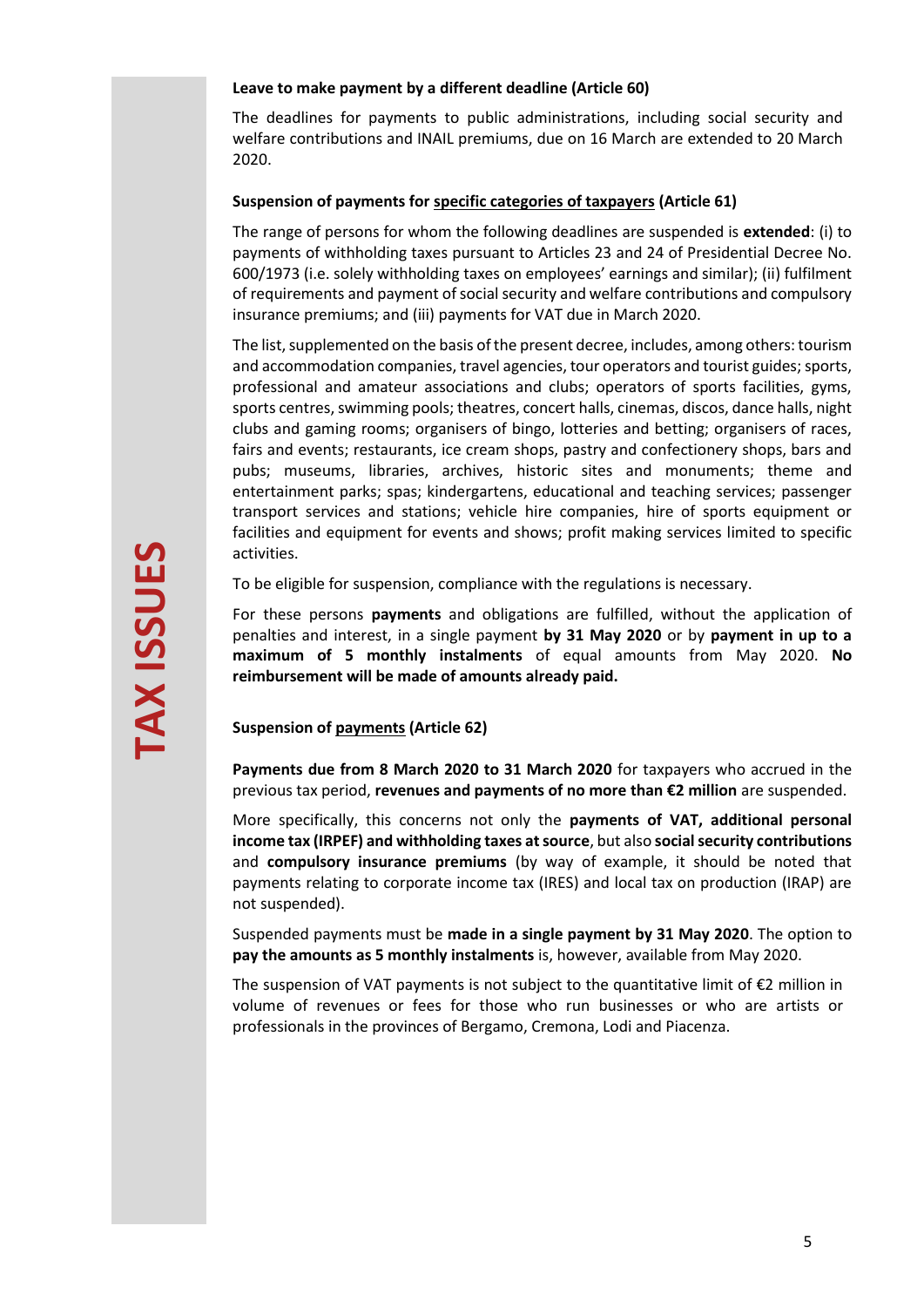### Leave to make payment by a different deadline (Article 60)

The deadlines for payments to public administrations, including social security and welfare contributions and INAIL premiums, due on 16 March are extended to 20 March 2020.

### Suspension of payments for specific categories of taxpayers (Article 61)

The range of persons for whom the following deadlines are suspended is **extended**: (i) to payments of withholding taxes pursuant to Articles 23 and 24 of Presidential Decree No. 600/1973 (i.e. solely withholding taxes on employees' earnings and similar); (ii) fulfilment of requirements and payment of social security and welfare contributions and compulsory insurance premiums; and (iii) payments for VAT due in March 2020.

The list, supplemented on the basis of the present decree, includes, among others: tourism and accommodation companies, travel agencies, tour operators and tourist guides; sports, professional and amateur associations and clubs; operators of sports facilities, gyms, sports centres, swimming pools; theatres, concert halls, cinemas, discos, dance halls, night clubs and gaming rooms; organisers of bingo, lotteries and betting; organisers of races, fairs and events; restaurants, ice cream shops, pastry and confectionery shops, bars and pubs; museums, libraries, archives, historic sites and monuments; theme and entertainment parks; spas; kindergartens, educational and teaching services; passenger transport services and stations; vehicle hire companies, hire of sports equipment or facilities and equipment for events and shows; profit making services limited to specific activities.

To be eligible for suspension, compliance with the regulations is necessary.

For these persons **payments** and obligations are fulfilled, without the application of penalties and interest, in a single payment **by 31 May 2020** or by **payment in up to a maximum of 5 monthly instalments** of equal amounts from May 2020. **No reimbursement will be made of amounts already paid.**

### Suspension of payments (Article 62)

**Payments due from 8 March 2020 to 31 March 2020** for taxpayers who accrued in the previous tax period, **revenues and payments of no more than €2 million** are suspended.

More specifically, this concerns not only the **payments of VAT, additional personal income tax (IRPEF) and withholding taxes at source**, but also **social security contributions** and **compulsory insurance premiums** (by way of example, it should be noted that payments relating to corporate income tax (IRES) and local tax on production (IRAP) are not suspended).

Suspended payments must be **made in a single payment by 31 May 2020**. The option to **pay the amounts as 5 monthly instalments** is, however, available from May 2020.

The suspension of VAT payments is not subject to the quantitative limit of €2 million in volume of revenues or fees for those who run businesses or who are artists or professionals in the provinces of Bergamo, Cremona, Lodi and Piacenza.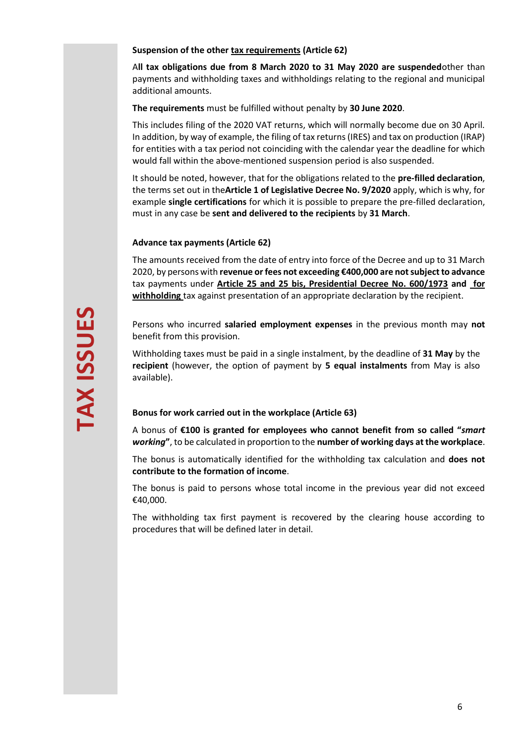**TAX ISSUES**

**Suspension of the other tax requirements (Article 62)**

A**ll tax obligations due from 8 March 2020 to 31 May 2020 are suspended**other than payments and withholding taxes and withholdings relating to the regional and municipal additional amounts.

**The requirements** must be fulfilled without penalty by **30 June 2020**.

This includes filing of the 2020 VAT returns, which will normally become due on 30 April. In addition, by way of example, the filing of tax returns (IRES) and tax on production (IRAP) for entities with a tax period not coinciding with the calendar year the deadline for which would fall within the above-mentioned suspension period is also suspended.

It should be noted, however, that for the obligations related to the **pre-filled declaration**, the terms set out in the**Article 1 of Legislative Decree No. 9/2020** apply, which is why, for example **single certifications** for which it is possible to prepare the pre-filled declaration, must in any case be **sent and delivered to the recipients** by **31 March**.

**Advance tax payments (Article 62)**

The amounts received from the date of entry into force of the Decree and up to 31 March 2020, by persons with **revenue or fees not exceeding €400,000 are not subject to advance** tax payments under **Article 25 and 25 bis, Presidential Decree No. 600/1973 and for withholding** tax against presentation of an appropriate declaration by the recipient.

Persons who incurred **salaried employment expenses** in the previous month may **not** benefit from this provision.

Withholding taxes must be paid in a single instalment, by the deadline of **31 May** by the **recipient** (however, the option of payment by **5 equal instalments** from May is also available).

**Bonus for work carried out in the workplace (Article 63)**

A bonus of **€100 is granted for employees who cannot benefit from so called "*smart working*"**, to be calculated in proportion to the **number of working days at the workplace**.

The bonus is automatically identified for the withholding tax calculation and **does not contribute to the formation of income**.

The bonus is paid to persons whose total income in the previous year did not exceed €40,000.

The withholding tax first payment is recovered by the clearing house according to procedures that will be defined later in detail.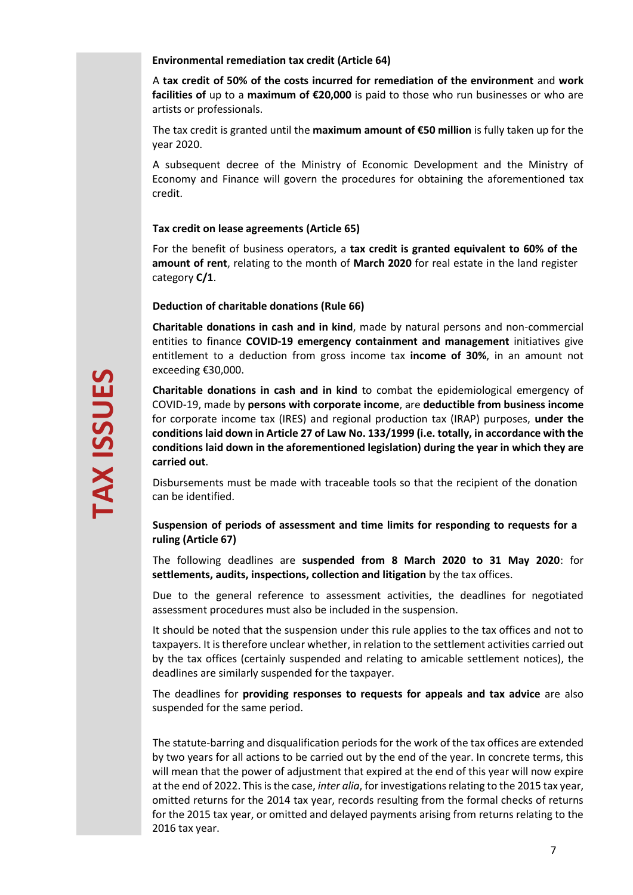### Environmental remediation tax credit (Article 64)

A **tax credit of 50% of the costs incurred for remediation of the environment** and **work facilities of** up to a **maximum of €20,000** is paid to those who run businesses or who are artists or professionals.

The tax credit is granted until the **maximum amount of €50 million** is fully taken up for the year 2020.

A subsequent decree of the Ministry of Economic Development and the Ministry of Economy and Finance will govern the procedures for obtaining the aforementioned tax credit.

### Tax credit on lease agreements (Article 65)

For the benefit of business operators, a **tax credit is granted equivalent to 60% of the amount of rent**, relating to the month of **March 2020** for real estate in the land register category **C/1**.

### Deduction of charitable donations (Rule 66)

**Charitable donations in cash and in kind**, made by natural persons and non-commercial entities to finance **COVID-19 emergency containment and management** initiatives give entitlement to a deduction from gross income tax **income of 30%**, in an amount not exceeding €30,000.

**Charitable donations in cash and in kind** to combat the epidemiological emergency of COVID-19, made by **persons with corporate income**, are **deductible from business income** for corporate income tax (IRES) and regional production tax (IRAP) purposes, **under the conditions laid down in Article 27 of Law No. 133/1999 (i.e. totally, in accordance with the conditions laid down in the aforementioned legislation) during the year in which they are carried out**.

Disbursements must be made with traceable tools so that the recipient of the donation can be identified.

### Suspension of periods of assessment and time limits for responding to requests for a ruling (Article 67)

The following deadlines are **suspended from 8 March 2020 to 31 May 2020**: for **settlements, audits, inspections, collection and litigation** by the tax offices.

Due to the general reference to assessment activities, the deadlines for negotiated assessment procedures must also be included in the suspension.

It should be noted that the suspension under this rule applies to the tax offices and not to taxpayers. It is therefore unclear whether, in relation to the settlement activities carried out by the tax offices (certainly suspended and relating to amicable settlement notices), the deadlines are similarly suspended for the taxpayer.

The deadlines for **providing responses to requests for appeals and tax advice** are also suspended for the same period.

The statute-barring and disqualification periods for the work of the tax offices are extended by two years for all actions to be carried out by the end of the year. In concrete terms, this will mean that the power of adjustment that expired at the end of this year will now expire at the end of 2022. This is the case, *inter alia*, for investigations relating to the 2015 tax year, omitted returns for the 2014 tax year, records resulting from the formal checks of returns for the 2015 tax year, or omitted and delayed payments arising from returns relating to the 2016 tax year.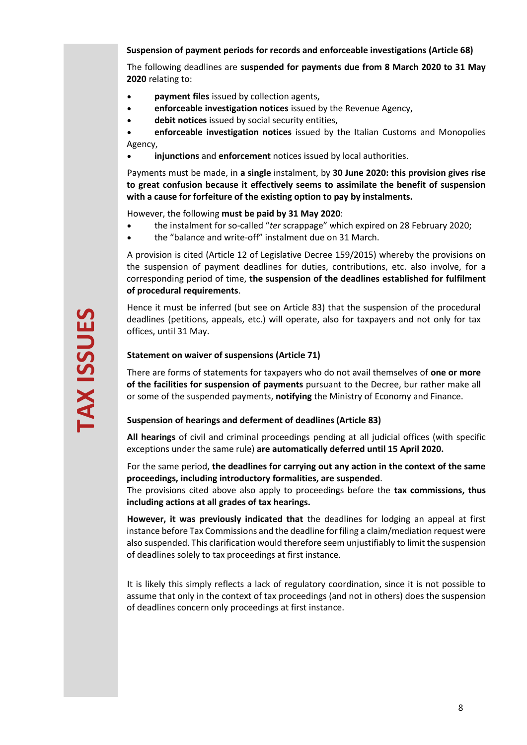**Suspension of payment periods for records and enforceable investigations (Article 68)**

The following deadlines are **suspended for payments due from 8 March 2020 to 31 May 2020** relating to:

- **payment files** issued by collection agents,
- **enforceable investigation notices** issued by the Revenue Agency,
- **debit notices** issued by social security entities,
- **enforceable investigation notices** issued by the Italian Customs and Monopolies Agency,
- **injunctions** and **enforcement** notices issued by local authorities.

Payments must be made, in **a single** instalment, by **30 June 2020: this provision gives rise to great confusion because it effectively seems to assimilate the benefit of suspension with a cause for forfeiture of the existing option to pay by instalments.**

However, the following **must be paid by 31 May 2020**:

- the instalment for so-called "*ter* scrappage" which expired on 28 February 2020;
- the "balance and write-off" instalment due on 31 March.

A provision is cited (Article 12 of Legislative Decree 159/2015) whereby the provisions on the suspension of payment deadlines for duties, contributions, etc. also involve, for a corresponding period of time, **the suspension of the deadlines established for fulfilment of procedural requirements**.

Hence it must be inferred (but see on Article 83) that the suspension of the procedural deadlines (petitions, appeals, etc.) will operate, also for taxpayers and not only for tax offices, until 31 May.

**Statement on waiver of suspensions (Article 71)**

There are forms of statements for taxpayers who do not avail themselves of **one or more of the facilities for suspension of payments** pursuant to the Decree, bur rather make all or some of the suspended payments, **notifying** the Ministry of Economy and Finance.

**Suspension of hearings and deferment of deadlines (Article 83)**

**All hearings** of civil and criminal proceedings pending at all judicial offices (with specific exceptions under the same rule) **are automatically deferred until 15 April 2020.**

For the same period, **the deadlines for carrying out any action in the context of the same proceedings, including introductory formalities, are suspended**.
The provisions cited above also apply to proceedings before the **tax commissions, thus including actions at all grades of tax hearings.**

**However, it was previously indicated that** the deadlines for lodging an appeal at first instance before Tax Commissions and the deadline for filing a claim/mediation request were also suspended. This clarification would therefore seem unjustifiably to limit the suspension of deadlines solely to tax proceedings at first instance.

It is likely this simply reflects a lack of regulatory coordination, since it is not possible to assume that only in the context of tax proceedings (and not in others) does the suspension of deadlines concern only proceedings at first instance.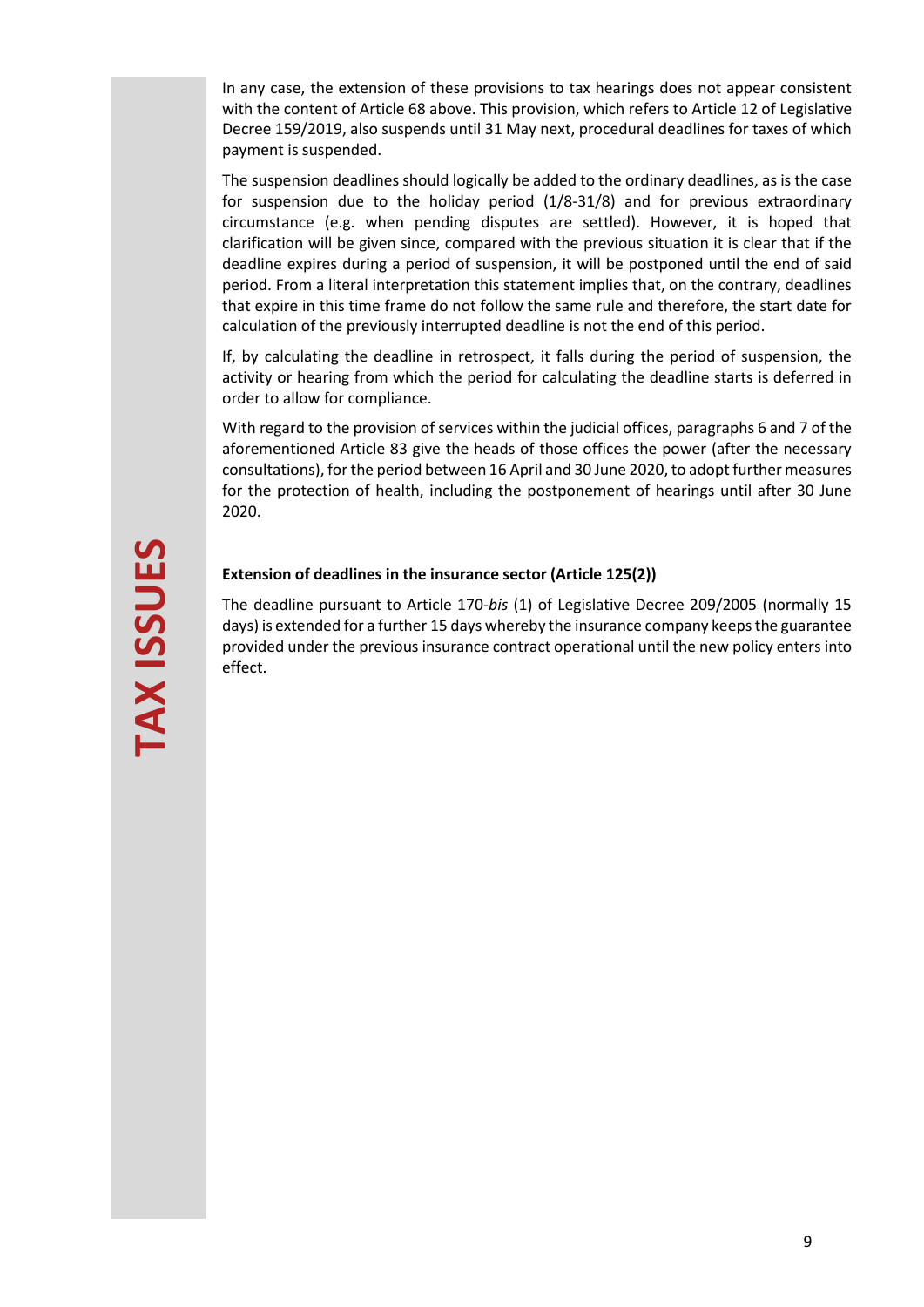In any case, the extension of these provisions to tax hearings does not appear consistent with the content of Article 68 above. This provision, which refers to Article 12 of Legislative Decree 159/2019, also suspends until 31 May next, procedural deadlines for taxes of which payment is suspended.

The suspension deadlines should logically be added to the ordinary deadlines, as is the case for suspension due to the holiday period (1/8-31/8) and for previous extraordinary circumstance (e.g. when pending disputes are settled). However, it is hoped that clarification will be given since, compared with the previous situation it is clear that if the deadline expires during a period of suspension, it will be postponed until the end of said period. From a literal interpretation this statement implies that, on the contrary, deadlines that expire in this time frame do not follow the same rule and therefore, the start date for calculation of the previously interrupted deadline is not the end of this period.

If, by calculating the deadline in retrospect, it falls during the period of suspension, the activity or hearing from which the period for calculating the deadline starts is deferred in order to allow for compliance.

With regard to the provision of services within the judicial offices, paragraphs 6 and 7 of the aforementioned Article 83 give the heads of those offices the power (after the necessary consultations), for the period between 16 April and 30 June 2020, to adopt further measures for the protection of health, including the postponement of hearings until after 30 June 2020.

**Extension of deadlines in the insurance sector (Article 125(2))**

The deadline pursuant to Article 170-*bis* (1) of Legislative Decree 209/2005 (normally 15 days) is extended for a further 15 days whereby the insurance company keeps the guarantee provided under the previous insurance contract operational until the new policy enters into effect.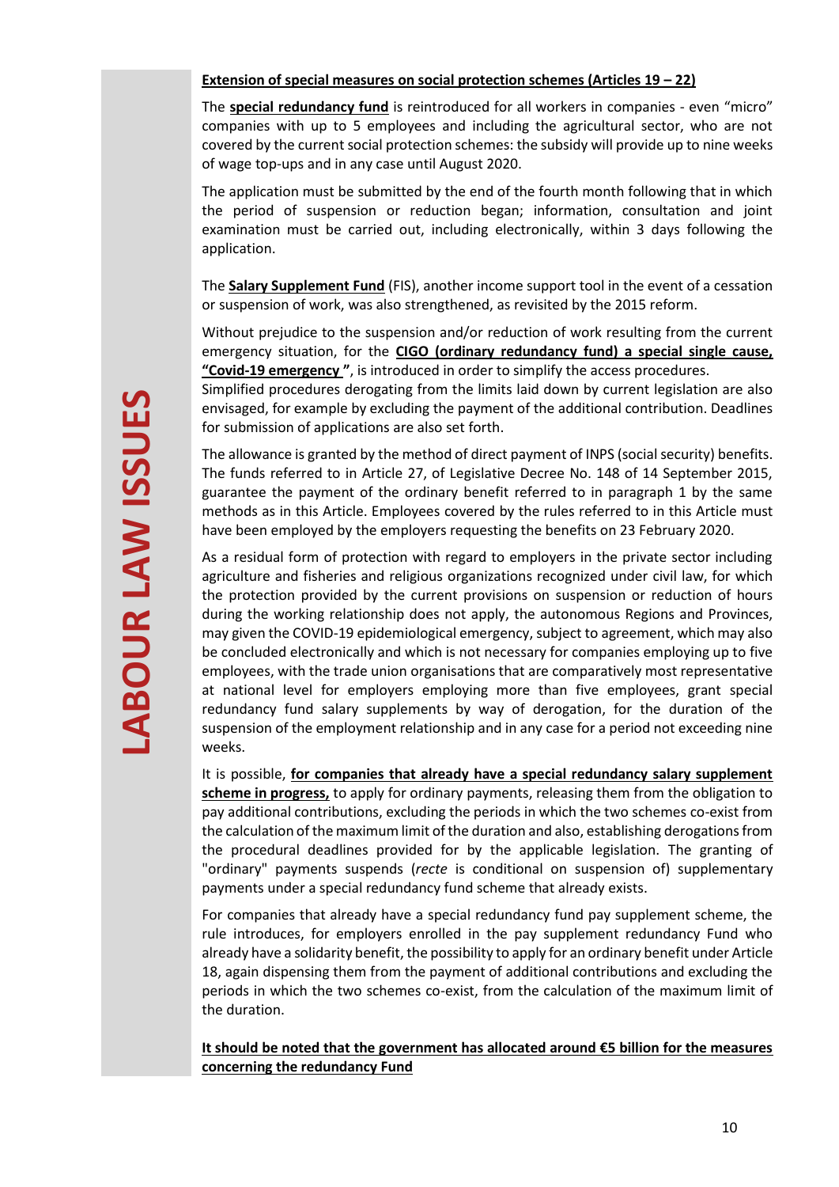**Extension of special measures on social protection schemes (Articles 19 – 22)**

The **special redundancy fund** is reintroduced for all workers in companies - even "micro" companies with up to 5 employees and including the agricultural sector, who are not covered by the current social protection schemes: the subsidy will provide up to nine weeks of wage top-ups and in any case until August 2020.

The application must be submitted by the end of the fourth month following that in which the period of suspension or reduction began; information, consultation and joint examination must be carried out, including electronically, within 3 days following the application.

The **Salary Supplement Fund** (FIS), another income support tool in the event of a cessation or suspension of work, was also strengthened, as revisited by the 2015 reform.

Without prejudice to the suspension and/or reduction of work resulting from the current emergency situation, for the **CIGO (ordinary redundancy fund) a special single cause, "Covid-19 emergency "**, is introduced in order to simplify the access procedures.
Simplified procedures derogating from the limits laid down by current legislation are also envisaged, for example by excluding the payment of the additional contribution. Deadlines for submission of applications are also set forth.

The allowance is granted by the method of direct payment of INPS (social security) benefits. The funds referred to in Article 27, of Legislative Decree No. 148 of 14 September 2015, guarantee the payment of the ordinary benefit referred to in paragraph 1 by the same methods as in this Article. Employees covered by the rules referred to in this Article must have been employed by the employers requesting the benefits on 23 February 2020.

As a residual form of protection with regard to employers in the private sector including agriculture and fisheries and religious organizations recognized under civil law, for which the protection provided by the current provisions on suspension or reduction of hours during the working relationship does not apply, the autonomous Regions and Provinces, may given the COVID-19 epidemiological emergency, subject to agreement, which may also be concluded electronically and which is not necessary for companies employing up to five employees, with the trade union organisations that are comparatively most representative at national level for employers employing more than five employees, grant special redundancy fund salary supplements by way of derogation, for the duration of the suspension of the employment relationship and in any case for a period not exceeding nine weeks.

It is possible, **for companies that already have a special redundancy salary supplement scheme in progress,** to apply for ordinary payments, releasing them from the obligation to pay additional contributions, excluding the periods in which the two schemes co-exist from the calculation of the maximum limit of the duration and also, establishing derogations from the procedural deadlines provided for by the applicable legislation. The granting of "ordinary" payments suspends (*recte* is conditional on suspension of) supplementary payments under a special redundancy fund scheme that already exists.

For companies that already have a special redundancy fund pay supplement scheme, the rule introduces, for employers enrolled in the pay supplement redundancy Fund who already have a solidarity benefit, the possibility to apply for an ordinary benefit under Article 18, again dispensing them from the payment of additional contributions and excluding the periods in which the two schemes co-exist, from the calculation of the maximum limit of the duration.

**It should be noted that the government has allocated around €5 billion for the measures concerning the redundancy Fund**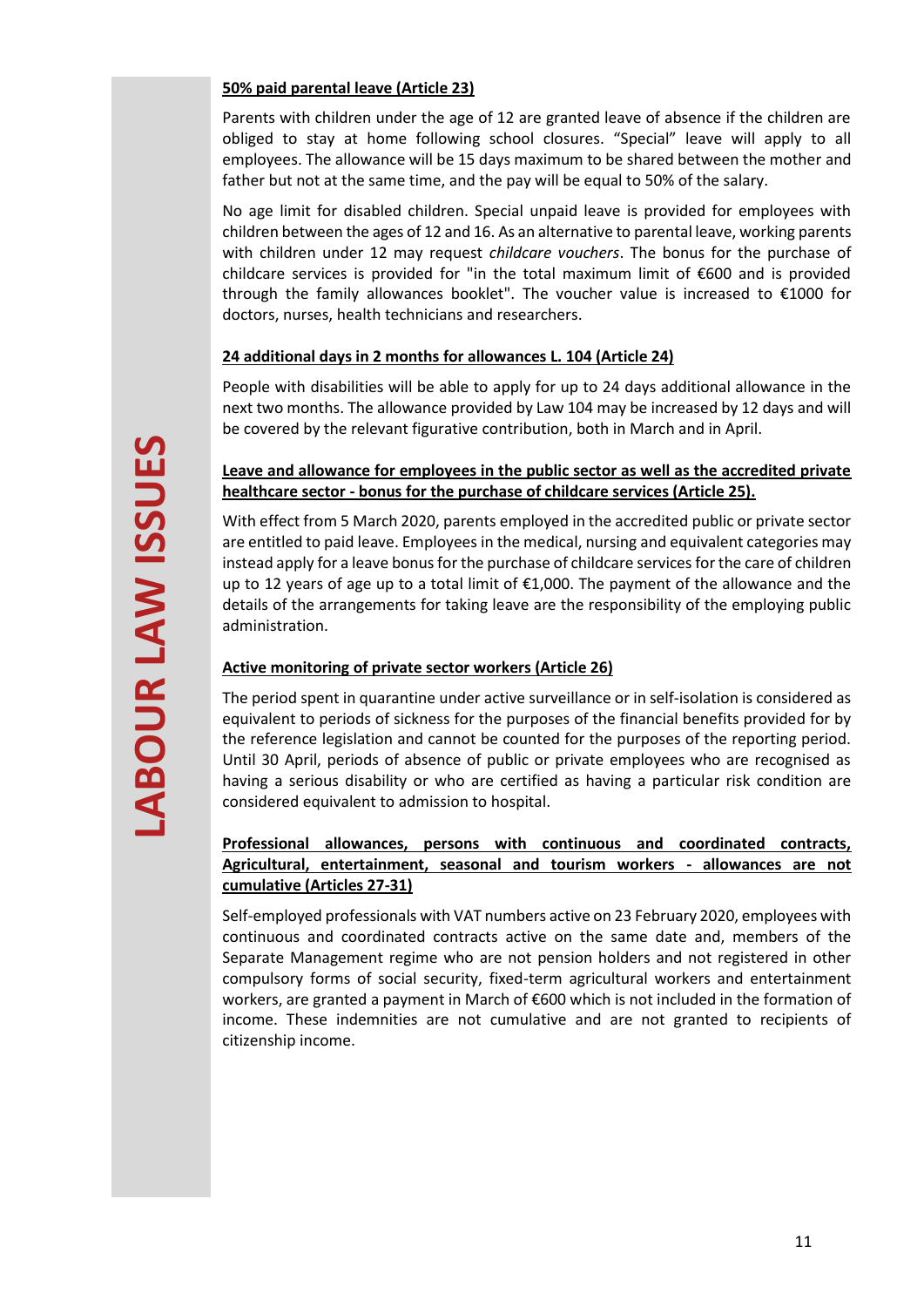**LABOUR LAW ISSUES**

**50% paid parental leave (Article 23)**

Parents with children under the age of 12 are granted leave of absence if the children are obliged to stay at home following school closures. "Special" leave will apply to all employees. The allowance will be 15 days maximum to be shared between the mother and father but not at the same time, and the pay will be equal to 50% of the salary.

No age limit for disabled children. Special unpaid leave is provided for employees with children between the ages of 12 and 16. As an alternative to parental leave, working parents with children under 12 may request *childcare vouchers*. The bonus for the purchase of childcare services is provided for "in the total maximum limit of €600 and is provided through the family allowances booklet". The voucher value is increased to €1000 for doctors, nurses, health technicians and researchers.

**24 additional days in 2 months for allowances L. 104 (Article 24)**

People with disabilities will be able to apply for up to 24 days additional allowance in the next two months. The allowance provided by Law 104 may be increased by 12 days and will be covered by the relevant figurative contribution, both in March and in April.

**Leave and allowance for employees in the public sector as well as the accredited private healthcare sector - bonus for the purchase of childcare services (Article 25).**

With effect from 5 March 2020, parents employed in the accredited public or private sector are entitled to paid leave. Employees in the medical, nursing and equivalent categories may instead apply for a leave bonus for the purchase of childcare services for the care of children up to 12 years of age up to a total limit of €1,000. The payment of the allowance and the details of the arrangements for taking leave are the responsibility of the employing public administration.

**Active monitoring of private sector workers (Article 26)**

The period spent in quarantine under active surveillance or in self-isolation is considered as equivalent to periods of sickness for the purposes of the financial benefits provided for by the reference legislation and cannot be counted for the purposes of the reporting period. Until 30 April, periods of absence of public or private employees who are recognised as having a serious disability or who are certified as having a particular risk condition are considered equivalent to admission to hospital.

**Professional allowances, persons with continuous and coordinated contracts, Agricultural, entertainment, seasonal and tourism workers - allowances are not cumulative (Articles 27-31)**

Self-employed professionals with VAT numbers active on 23 February 2020, employees with continuous and coordinated contracts active on the same date and, members of the Separate Management regime who are not pension holders and not registered in other compulsory forms of social security, fixed-term agricultural workers and entertainment workers, are granted a payment in March of €600 which is not included in the formation of income. These indemnities are not cumulative and are not granted to recipients of citizenship income.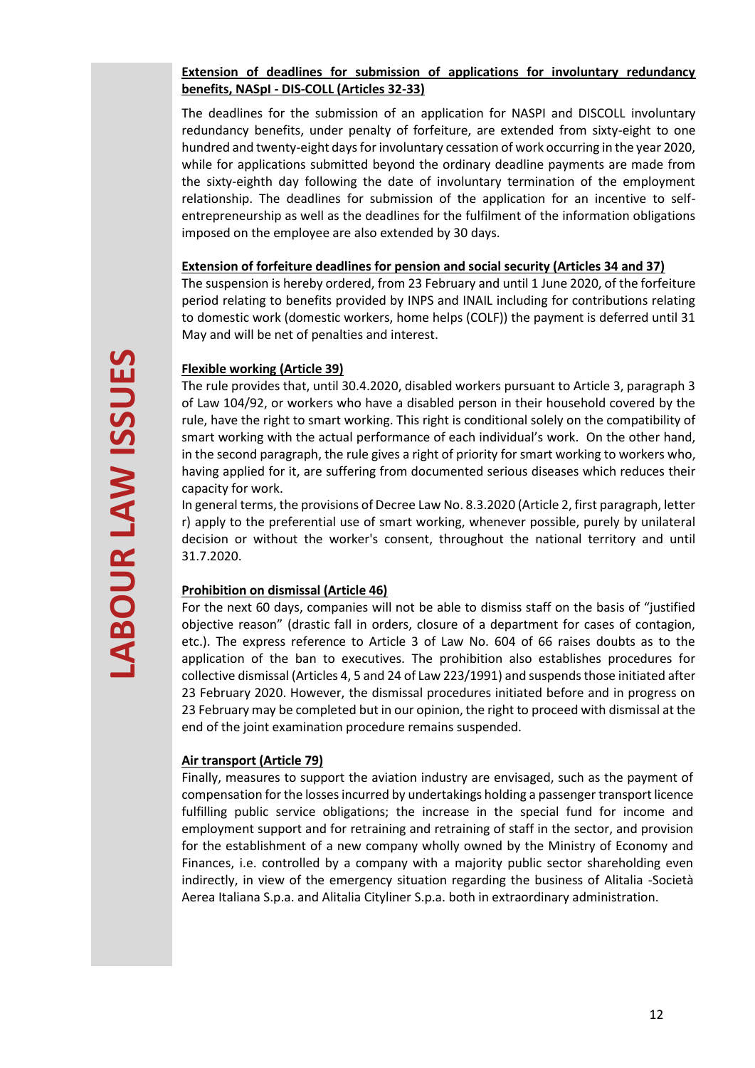**LABOUR LAW ISSUES**

**Extension of deadlines for submission of applications for involuntary redundancy benefits, NASpI - DIS-COLL (Articles 32-33)**

The deadlines for the submission of an application for NASPI and DISCOLL involuntary redundancy benefits, under penalty of forfeiture, are extended from sixty-eight to one hundred and twenty-eight days for involuntary cessation of work occurring in the year 2020, while for applications submitted beyond the ordinary deadline payments are made from the sixty-eighth day following the date of involuntary termination of the employment relationship. The deadlines for submission of the application for an incentive to self-entrepreneurship as well as the deadlines for the fulfilment of the information obligations imposed on the employee are also extended by 30 days.

**Extension of forfeiture deadlines for pension and social security (Articles 34 and 37)**

The suspension is hereby ordered, from 23 February and until 1 June 2020, of the forfeiture period relating to benefits provided by INPS and INAIL including for contributions relating to domestic work (domestic workers, home helps (COLF)) the payment is deferred until 31 May and will be net of penalties and interest.

**Flexible working (Article 39)**

The rule provides that, until 30.4.2020, disabled workers pursuant to Article 3, paragraph 3 of Law 104/92, or workers who have a disabled person in their household covered by the rule, have the right to smart working. This right is conditional solely on the compatibility of smart working with the actual performance of each individual's work. On the other hand, in the second paragraph, the rule gives a right of priority for smart working to workers who, having applied for it, are suffering from documented serious diseases which reduces their capacity for work.

In general terms, the provisions of Decree Law No. 8.3.2020 (Article 2, first paragraph, letter r) apply to the preferential use of smart working, whenever possible, purely by unilateral decision or without the worker's consent, throughout the national territory and until 31.7.2020.

**Prohibition on dismissal (Article 46)**

For the next 60 days, companies will not be able to dismiss staff on the basis of "justified objective reason" (drastic fall in orders, closure of a department for cases of contagion, etc.). The express reference to Article 3 of Law No. 604 of 66 raises doubts as to the application of the ban to executives. The prohibition also establishes procedures for collective dismissal (Articles 4, 5 and 24 of Law 223/1991) and suspends those initiated after 23 February 2020. However, the dismissal procedures initiated before and in progress on 23 February may be completed but in our opinion, the right to proceed with dismissal at the end of the joint examination procedure remains suspended.

**Air transport (Article 79)**

Finally, measures to support the aviation industry are envisaged, such as the payment of compensation for the losses incurred by undertakings holding a passenger transport licence fulfilling public service obligations; the increase in the special fund for income and employment support and for retraining and retraining of staff in the sector, and provision for the establishment of a new company wholly owned by the Ministry of Economy and Finances, i.e. controlled by a company with a majority public sector shareholding even indirectly, in view of the emergency situation regarding the business of Alitalia -Società Aerea Italiana S.p.a. and Alitalia Cityliner S.p.a. both in extraordinary administration.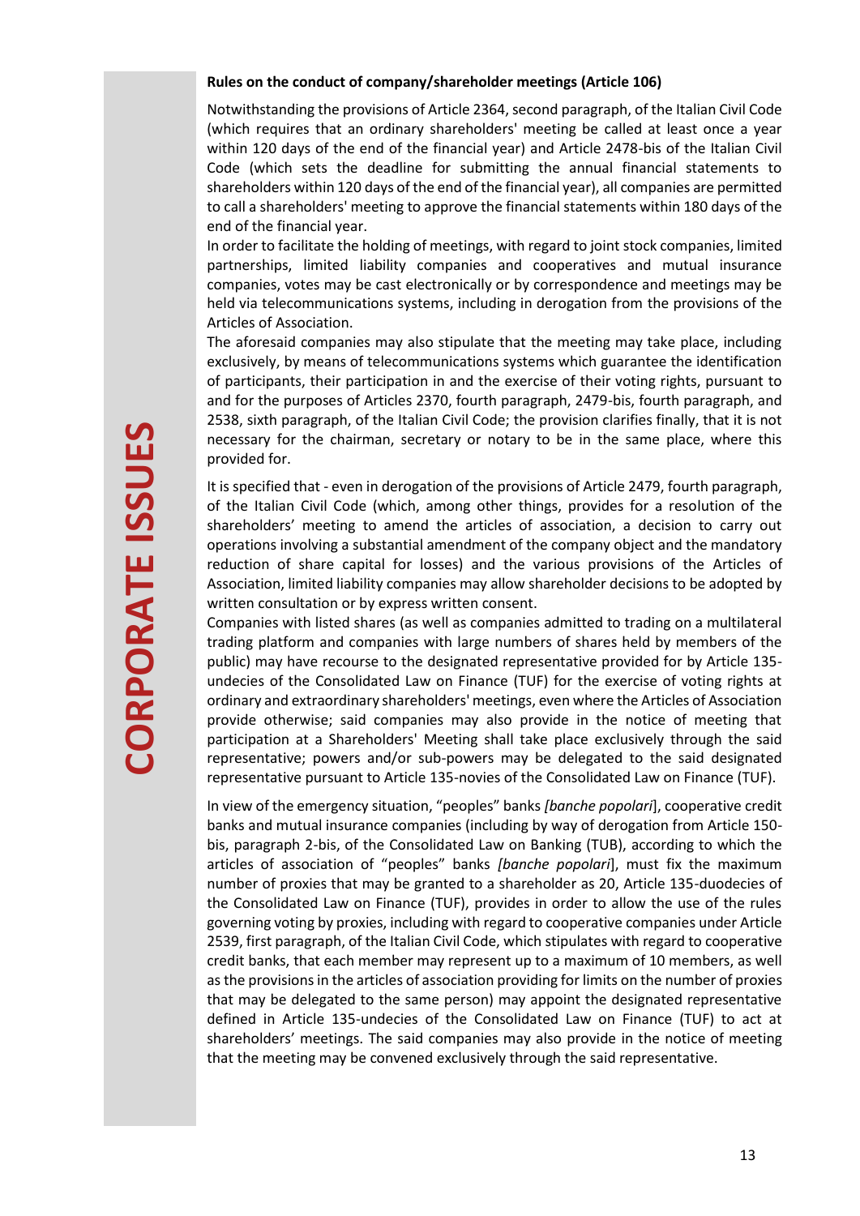**Rules on the conduct of company/shareholder meetings (Article 106)**

Notwithstanding the provisions of Article 2364, second paragraph, of the Italian Civil Code (which requires that an ordinary shareholders' meeting be called at least once a year within 120 days of the end of the financial year) and Article 2478-bis of the Italian Civil Code (which sets the deadline for submitting the annual financial statements to shareholders within 120 days of the end of the financial year), all companies are permitted to call a shareholders' meeting to approve the financial statements within 180 days of the end of the financial year.

In order to facilitate the holding of meetings, with regard to joint stock companies, limited partnerships, limited liability companies and cooperatives and mutual insurance companies, votes may be cast electronically or by correspondence and meetings may be held via telecommunications systems, including in derogation from the provisions of the Articles of Association.

The aforesaid companies may also stipulate that the meeting may take place, including exclusively, by means of telecommunications systems which guarantee the identification of participants, their participation in and the exercise of their voting rights, pursuant to and for the purposes of Articles 2370, fourth paragraph, 2479-bis, fourth paragraph, and 2538, sixth paragraph, of the Italian Civil Code; the provision clarifies finally, that it is not necessary for the chairman, secretary or notary to be in the same place, where this provided for.

It is specified that - even in derogation of the provisions of Article 2479, fourth paragraph, of the Italian Civil Code (which, among other things, provides for a resolution of the shareholders' meeting to amend the articles of association, a decision to carry out operations involving a substantial amendment of the company object and the mandatory reduction of share capital for losses) and the various provisions of the Articles of Association, limited liability companies may allow shareholder decisions to be adopted by written consultation or by express written consent.

Companies with listed shares (as well as companies admitted to trading on a multilateral trading platform and companies with large numbers of shares held by members of the public) may have recourse to the designated representative provided for by Article 135-undecies of the Consolidated Law on Finance (TUF) for the exercise of voting rights at ordinary and extraordinary shareholders' meetings, even where the Articles of Association provide otherwise; said companies may also provide in the notice of meeting that participation at a Shareholders' Meeting shall take place exclusively through the said representative; powers and/or sub-powers may be delegated to the said designated representative pursuant to Article 135-novies of the Consolidated Law on Finance (TUF).

In view of the emergency situation, "peoples" banks *[banche popolari]*, cooperative credit banks and mutual insurance companies (including by way of derogation from Article 150-bis, paragraph 2-bis, of the Consolidated Law on Banking (TUB), according to which the articles of association of "peoples" banks *[banche popolari]*, must fix the maximum number of proxies that may be granted to a shareholder as 20, Article 135-duodecies of the Consolidated Law on Finance (TUF), provides in order to allow the use of the rules governing voting by proxies, including with regard to cooperative companies under Article 2539, first paragraph, of the Italian Civil Code, which stipulates with regard to cooperative credit banks, that each member may represent up to a maximum of 10 members, as well as the provisions in the articles of association providing for limits on the number of proxies that may be delegated to the same person) may appoint the designated representative defined in Article 135-undecies of the Consolidated Law on Finance (TUF) to act at shareholders' meetings. The said companies may also provide in the notice of meeting that the meeting may be convened exclusively through the said representative.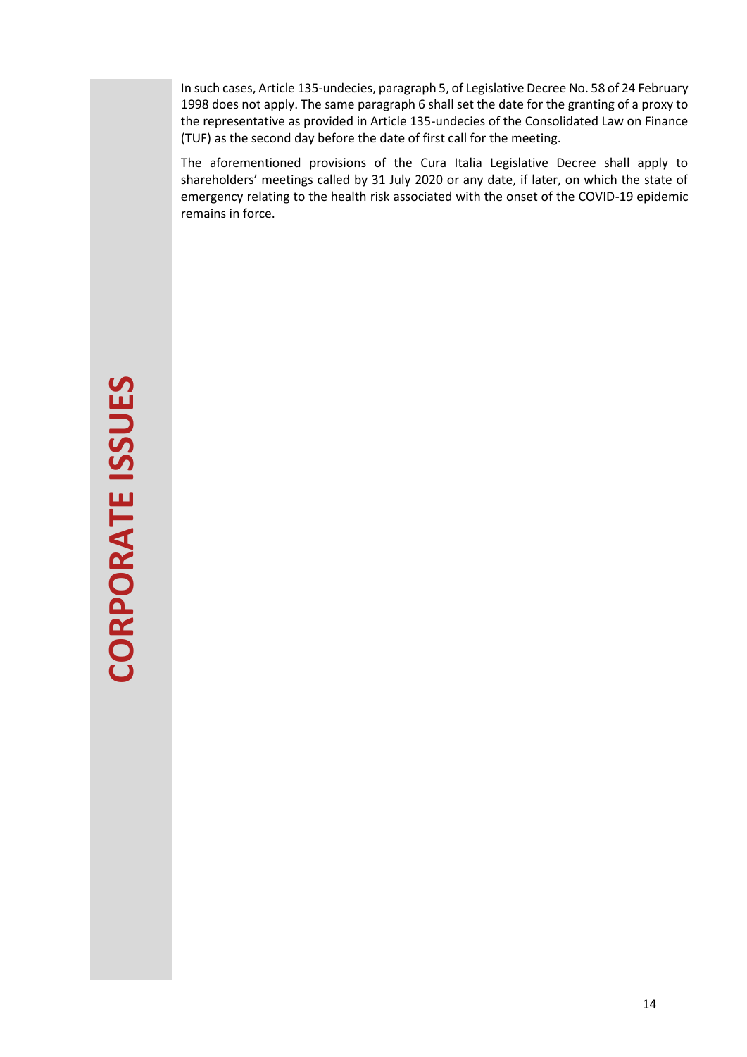In such cases, Article 135-undecies, paragraph 5, of Legislative Decree No. 58 of 24 February 1998 does not apply. The same paragraph 6 shall set the date for the granting of a proxy to the representative as provided in Article 135-undecies of the Consolidated Law on Finance (TUF) as the second day before the date of first call for the meeting.

The aforementioned provisions of the Cura Italia Legislative Decree shall apply to shareholders' meetings called by 31 July 2020 or any date, if later, on which the state of emergency relating to the health risk associated with the onset of the COVID-19 epidemic remains in force.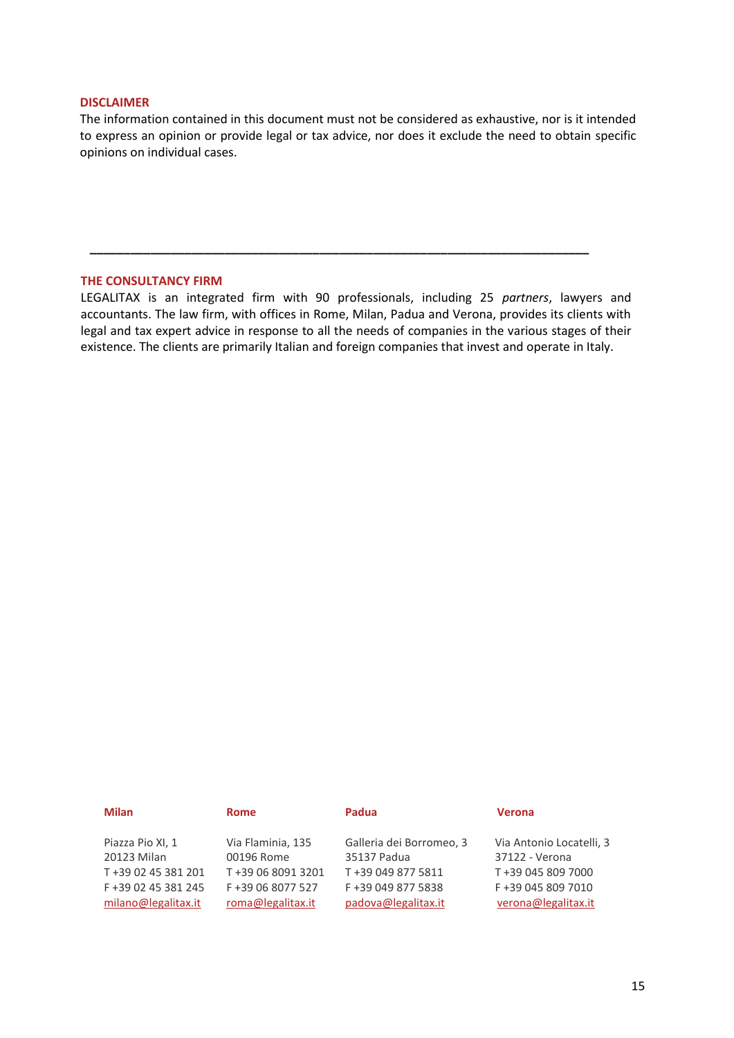## DISCLAIMER

The information contained in this document must not be considered as exhaustive, nor is it intended to express an opinion or provide legal or tax advice, nor does it exclude the need to obtain specific opinions on individual cases.

---

## THE CONSULTANCY FIRM

LEGALITAX is an integrated firm with 90 professionals, including 25 *partners*, lawyers and accountants. The law firm, with offices in Rome, Milan, Padua and Verona, provides its clients with legal and tax expert advice in response to all the needs of companies in the various stages of their existence. The clients are primarily Italian and foreign companies that invest and operate in Italy.

| Milan | Rome | Padua | Verona |
|---|---|---|---|
| Piazza Pio XI, 1 | Via Flaminia, 135 | Galleria dei Borromeo, 3 | Via Antonio Locatelli, 3 |
| 20123 Milan | 00196 Rome | 35137 Padua | 37122 - Verona |
| T +39 02 45 381 201 | T +39 06 8091 3201 | T +39 049 877 5811 | T +39 045 809 7000 |
| F +39 02 45 381 245 | F +39 06 8077 527 | F +39 049 877 5838 | F +39 045 809 7010 |
| milano@legalitax.it | roma@legalitax.it | padova@legalitax.it | verona@legalitax.it |